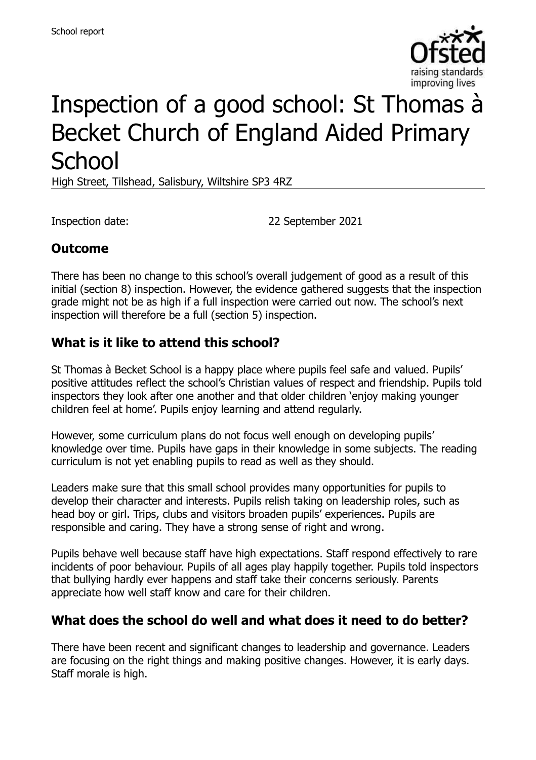# Inspection of a good school: St Thomas à Becket Church of England Aided Primary School

High Street, Tilshead, Salisbury, Wiltshire SP3 4RZ

Inspection date: 22 September 2021

## Outcome

There has been no change to this school's overall judgement of good as a result of this initial (section 8) inspection. However, the evidence gathered suggests that the inspection grade might not be as high if a full inspection were carried out now. The school's next inspection will therefore be a full (section 5) inspection.

## What is it like to attend this school?

St Thomas à Becket School is a happy place where pupils feel safe and valued. Pupils' positive attitudes reflect the school's Christian values of respect and friendship. Pupils told inspectors they look after one another and that older children 'enjoy making younger children feel at home'. Pupils enjoy learning and attend regularly.

However, some curriculum plans do not focus well enough on developing pupils' knowledge over time. Pupils have gaps in their knowledge in some subjects. The reading curriculum is not yet enabling pupils to read as well as they should.

Leaders make sure that this small school provides many opportunities for pupils to develop their character and interests. Pupils relish taking on leadership roles, such as head boy or girl. Trips, clubs and visitors broaden pupils' experiences. Pupils are responsible and caring. They have a strong sense of right and wrong.

Pupils behave well because staff have high expectations. Staff respond effectively to rare incidents of poor behaviour. Pupils of all ages play happily together. Pupils told inspectors that bullying hardly ever happens and staff take their concerns seriously. Parents appreciate how well staff know and care for their children.

## What does the school do well and what does it need to do better?

There have been recent and significant changes to leadership and governance. Leaders are focusing on the right things and making positive changes. However, it is early days. Staff morale is high.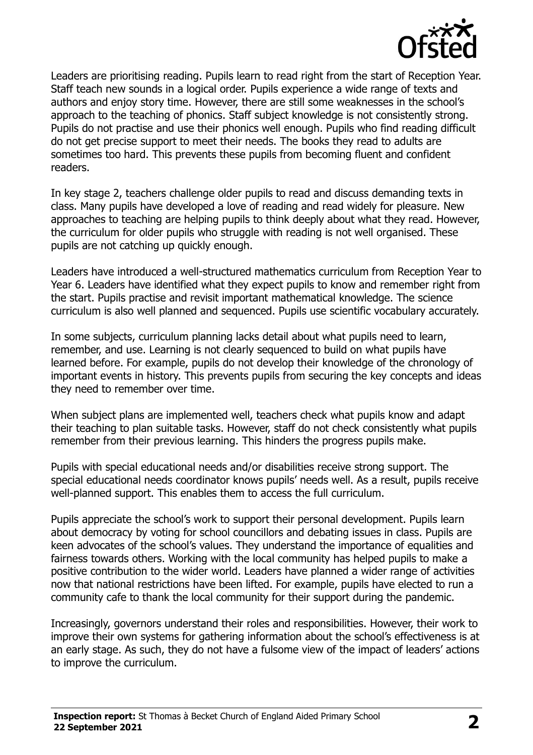Leaders are prioritising reading. Pupils learn to read right from the start of Reception Year. Staff teach new sounds in a logical order. Pupils experience a wide range of texts and authors and enjoy story time. However, there are still some weaknesses in the school's approach to the teaching of phonics. Staff subject knowledge is not consistently strong. Pupils do not practise and use their phonics well enough. Pupils who find reading difficult do not get precise support to meet their needs. The books they read to adults are sometimes too hard. This prevents these pupils from becoming fluent and confident readers.

In key stage 2, teachers challenge older pupils to read and discuss demanding texts in class. Many pupils have developed a love of reading and read widely for pleasure. New approaches to teaching are helping pupils to think deeply about what they read. However, the curriculum for older pupils who struggle with reading is not well organised. These pupils are not catching up quickly enough.

Leaders have introduced a well-structured mathematics curriculum from Reception Year to Year 6. Leaders have identified what they expect pupils to know and remember right from the start. Pupils practise and revisit important mathematical knowledge. The science curriculum is also well planned and sequenced. Pupils use scientific vocabulary accurately.

In some subjects, curriculum planning lacks detail about what pupils need to learn, remember, and use. Learning is not clearly sequenced to build on what pupils have learned before. For example, pupils do not develop their knowledge of the chronology of important events in history. This prevents pupils from securing the key concepts and ideas they need to remember over time.

When subject plans are implemented well, teachers check what pupils know and adapt their teaching to plan suitable tasks. However, staff do not check consistently what pupils remember from their previous learning. This hinders the progress pupils make.

Pupils with special educational needs and/or disabilities receive strong support. The special educational needs coordinator knows pupils' needs well. As a result, pupils receive well-planned support. This enables them to access the full curriculum.

Pupils appreciate the school's work to support their personal development. Pupils learn about democracy by voting for school councillors and debating issues in class. Pupils are keen advocates of the school's values. They understand the importance of equalities and fairness towards others. Working with the local community has helped pupils to make a positive contribution to the wider world. Leaders have planned a wider range of activities now that national restrictions have been lifted. For example, pupils have elected to run a community cafe to thank the local community for their support during the pandemic.

Increasingly, governors understand their roles and responsibilities. However, their work to improve their own systems for gathering information about the school's effectiveness is at an early stage. As such, they do not have a fulsome view of the impact of leaders' actions to improve the curriculum.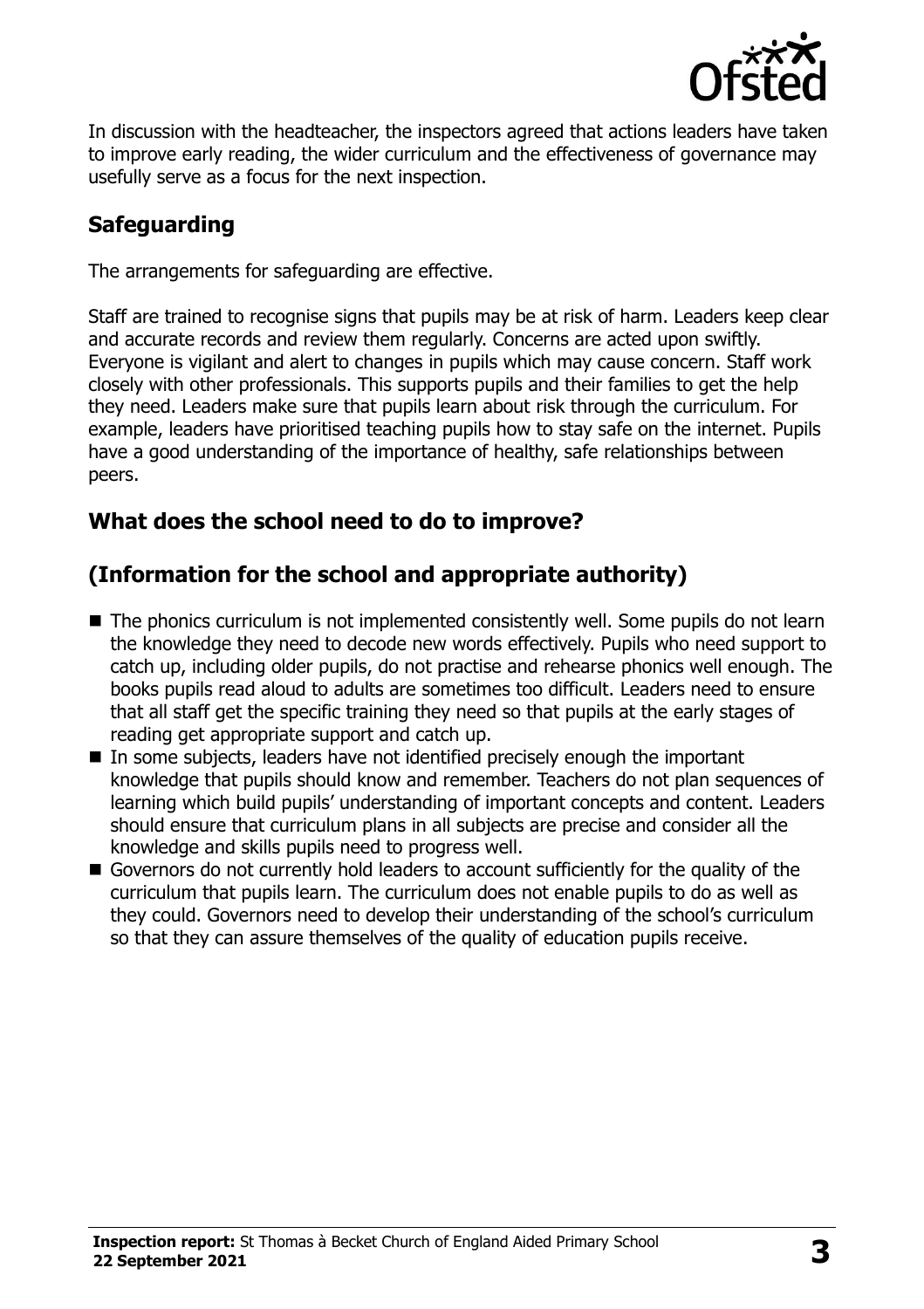In discussion with the headteacher, the inspectors agreed that actions leaders have taken to improve early reading, the wider curriculum and the effectiveness of governance may usefully serve as a focus for the next inspection.

## Safeguarding

The arrangements for safeguarding are effective.

Staff are trained to recognise signs that pupils may be at risk of harm. Leaders keep clear and accurate records and review them regularly. Concerns are acted upon swiftly. Everyone is vigilant and alert to changes in pupils which may cause concern. Staff work closely with other professionals. This supports pupils and their families to get the help they need. Leaders make sure that pupils learn about risk through the curriculum. For example, leaders have prioritised teaching pupils how to stay safe on the internet. Pupils have a good understanding of the importance of healthy, safe relationships between peers.

## What does the school need to do to improve?

## (Information for the school and appropriate authority)

- The phonics curriculum is not implemented consistently well. Some pupils do not learn the knowledge they need to decode new words effectively. Pupils who need support to catch up, including older pupils, do not practise and rehearse phonics well enough. The books pupils read aloud to adults are sometimes too difficult. Leaders need to ensure that all staff get the specific training they need so that pupils at the early stages of reading get appropriate support and catch up.
- In some subjects, leaders have not identified precisely enough the important knowledge that pupils should know and remember. Teachers do not plan sequences of learning which build pupils' understanding of important concepts and content. Leaders should ensure that curriculum plans in all subjects are precise and consider all the knowledge and skills pupils need to progress well.
- Governors do not currently hold leaders to account sufficiently for the quality of the curriculum that pupils learn. The curriculum does not enable pupils to do as well as they could. Governors need to develop their understanding of the school's curriculum so that they can assure themselves of the quality of education pupils receive.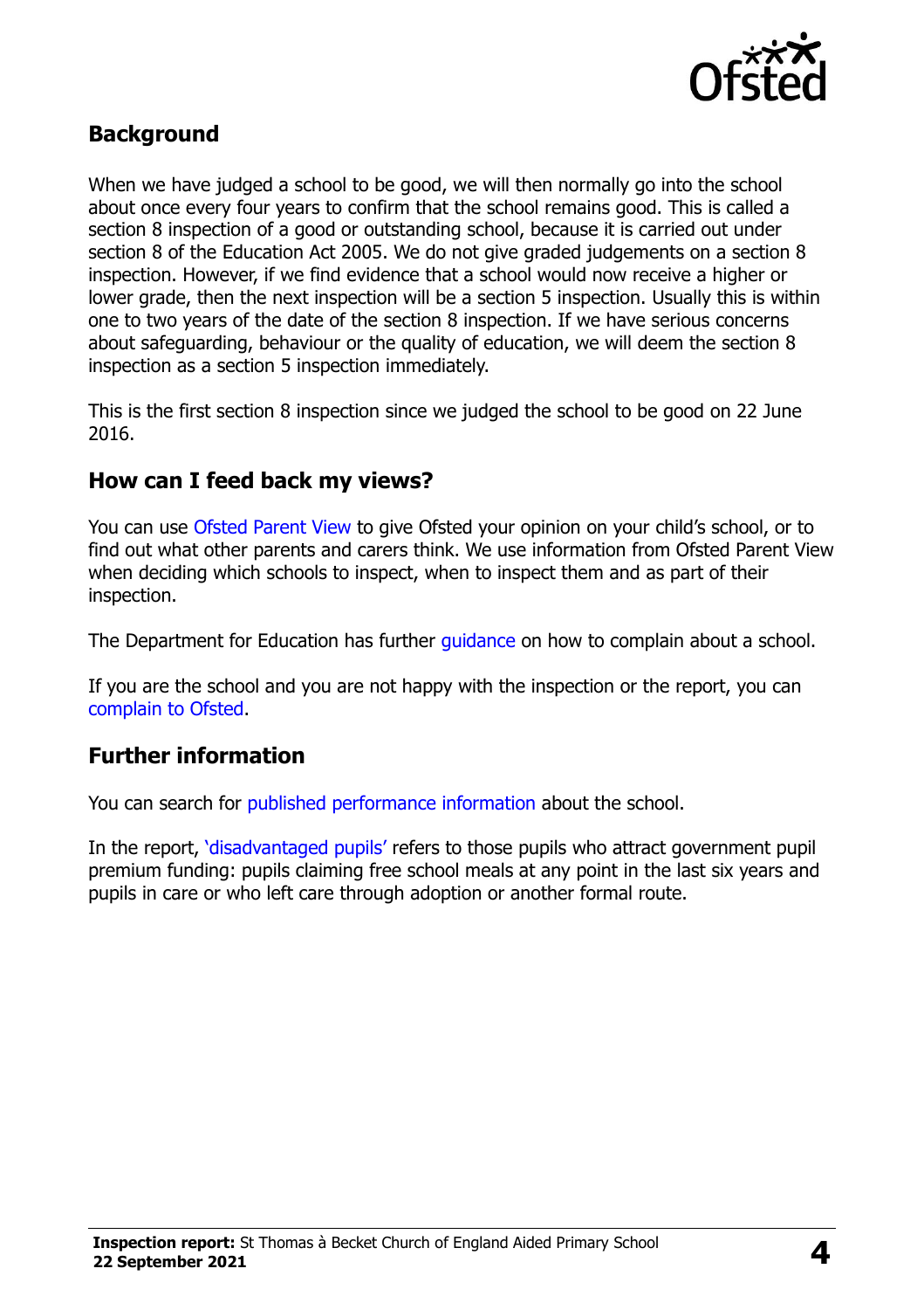## Background

When we have judged a school to be good, we will then normally go into the school about once every four years to confirm that the school remains good. This is called a section 8 inspection of a good or outstanding school, because it is carried out under section 8 of the Education Act 2005. We do not give graded judgements on a section 8 inspection. However, if we find evidence that a school would now receive a higher or lower grade, then the next inspection will be a section 5 inspection. Usually this is within one to two years of the date of the section 8 inspection. If we have serious concerns about safeguarding, behaviour or the quality of education, we will deem the section 8 inspection as a section 5 inspection immediately.

This is the first section 8 inspection since we judged the school to be good on 22 June 2016.

## How can I feed back my views?

You can use Ofsted Parent View to give Ofsted your opinion on your child's school, or to find out what other parents and carers think. We use information from Ofsted Parent View when deciding which schools to inspect, when to inspect them and as part of their inspection.

The Department for Education has further guidance on how to complain about a school.

If you are the school and you are not happy with the inspection or the report, you can complain to Ofsted.

## Further information

You can search for published performance information about the school.

In the report, 'disadvantaged pupils' refers to those pupils who attract government pupil premium funding: pupils claiming free school meals at any point in the last six years and pupils in care or who left care through adoption or another formal route.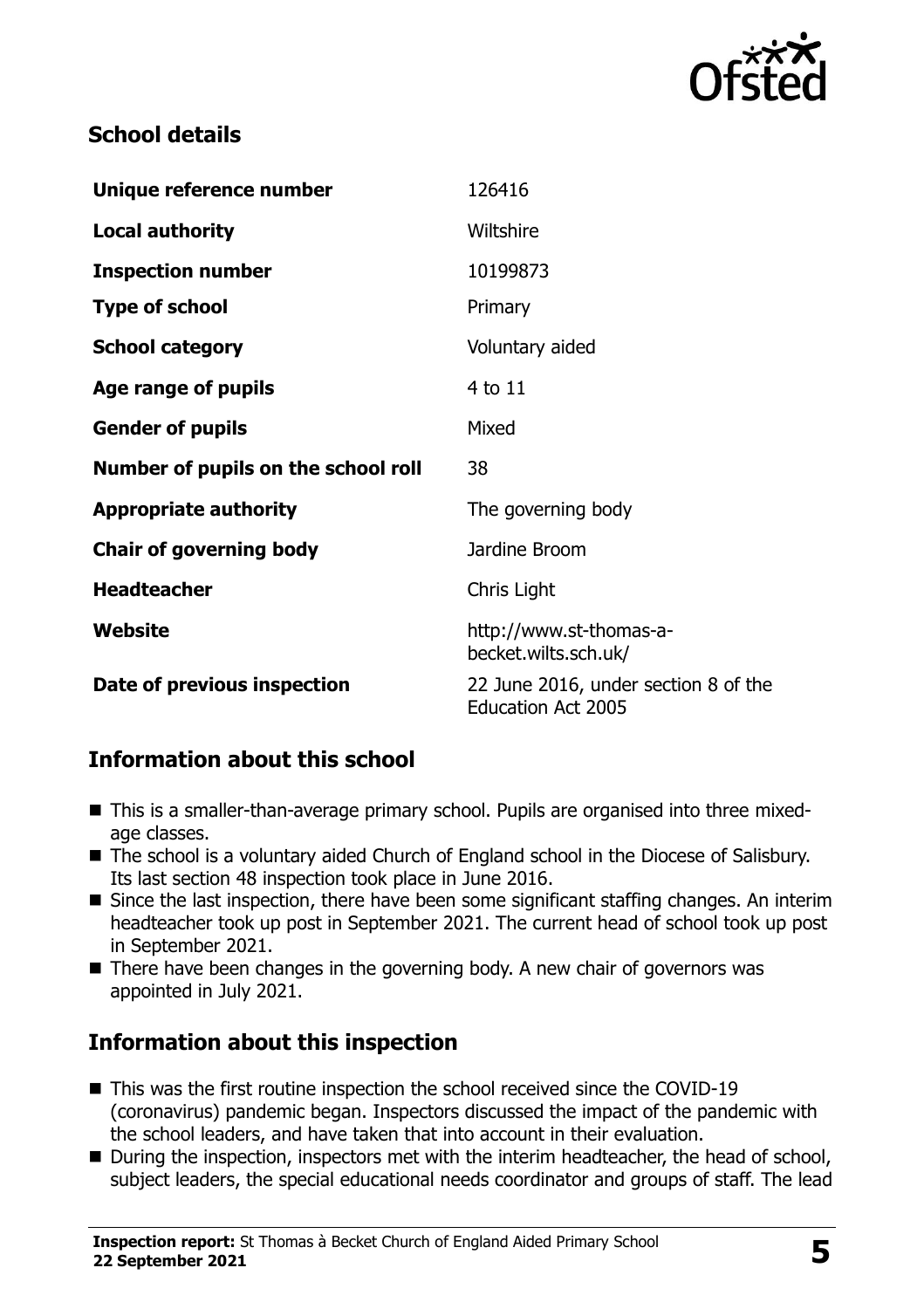## School details

| | |
|---|---|
| **Unique reference number** | 126416 |
| **Local authority** | Wiltshire |
| **Inspection number** | 10199873 |
| **Type of school** | Primary |
| **School category** | Voluntary aided |
| **Age range of pupils** | 4 to 11 |
| **Gender of pupils** | Mixed |
| **Number of pupils on the school roll** | 38 |
| **Appropriate authority** | The governing body |
| **Chair of governing body** | Jardine Broom |
| **Headteacher** | Chris Light |
| **Website** | http://www.st-thomas-a-becket.wilts.sch.uk/ |
| **Date of previous inspection** | 22 June 2016, under section 8 of the Education Act 2005 |

## Information about this school

- This is a smaller-than-average primary school. Pupils are organised into three mixed-age classes.
- The school is a voluntary aided Church of England school in the Diocese of Salisbury. Its last section 48 inspection took place in June 2016.
- Since the last inspection, there have been some significant staffing changes. An interim headteacher took up post in September 2021. The current head of school took up post in September 2021.
- There have been changes in the governing body. A new chair of governors was appointed in July 2021.

## Information about this inspection

- This was the first routine inspection the school received since the COVID-19 (coronavirus) pandemic began. Inspectors discussed the impact of the pandemic with the school leaders, and have taken that into account in their evaluation.
- During the inspection, inspectors met with the interim headteacher, the head of school, subject leaders, the special educational needs coordinator and groups of staff. The lead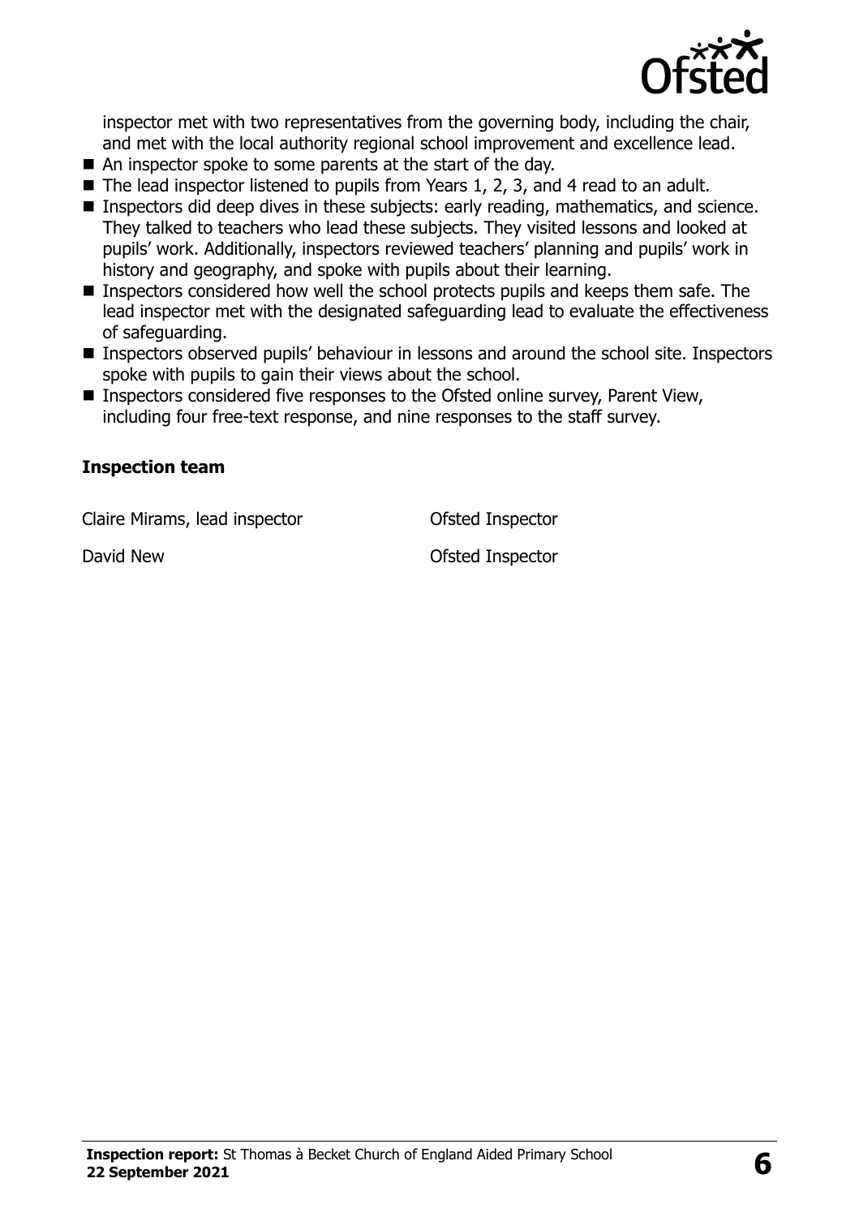inspector met with two representatives from the governing body, including the chair, and met with the local authority regional school improvement and excellence lead.

- An inspector spoke to some parents at the start of the day.
- The lead inspector listened to pupils from Years 1, 2, 3, and 4 read to an adult.
- Inspectors did deep dives in these subjects: early reading, mathematics, and science. They talked to teachers who lead these subjects. They visited lessons and looked at pupils' work. Additionally, inspectors reviewed teachers' planning and pupils' work in history and geography, and spoke with pupils about their learning.
- Inspectors considered how well the school protects pupils and keeps them safe. The lead inspector met with the designated safeguarding lead to evaluate the effectiveness of safeguarding.
- Inspectors observed pupils' behaviour in lessons and around the school site. Inspectors spoke with pupils to gain their views about the school.
- Inspectors considered five responses to the Ofsted online survey, Parent View, including four free-text response, and nine responses to the staff survey.

### Inspection team

| | |
|---|---|
| Claire Mirams, lead inspector | Ofsted Inspector |
| David New | Ofsted Inspector |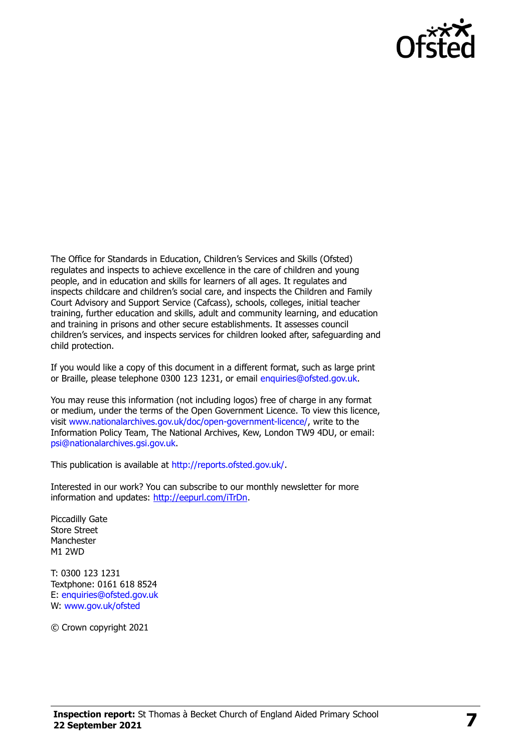The Office for Standards in Education, Children's Services and Skills (Ofsted) regulates and inspects to achieve excellence in the care of children and young people, and in education and skills for learners of all ages. It regulates and inspects childcare and children's social care, and inspects the Children and Family Court Advisory and Support Service (Cafcass), schools, colleges, initial teacher training, further education and skills, adult and community learning, and education and training in prisons and other secure establishments. It assesses council children's services, and inspects services for children looked after, safeguarding and child protection.

If you would like a copy of this document in a different format, such as large print or Braille, please telephone 0300 123 1231, or email enquiries@ofsted.gov.uk.

You may reuse this information (not including logos) free of charge in any format or medium, under the terms of the Open Government Licence. To view this licence, visit www.nationalarchives.gov.uk/doc/open-government-licence/, write to the Information Policy Team, The National Archives, Kew, London TW9 4DU, or email: psi@nationalarchives.gsi.gov.uk.

This publication is available at http://reports.ofsted.gov.uk/.

Interested in our work? You can subscribe to our monthly newsletter for more information and updates: http://eepurl.com/iTrDn.

Piccadilly Gate
Store Street
Manchester
M1 2WD

T: 0300 123 1231
Textphone: 0161 618 8524
E: enquiries@ofsted.gov.uk
W: www.gov.uk/ofsted

© Crown copyright 2021